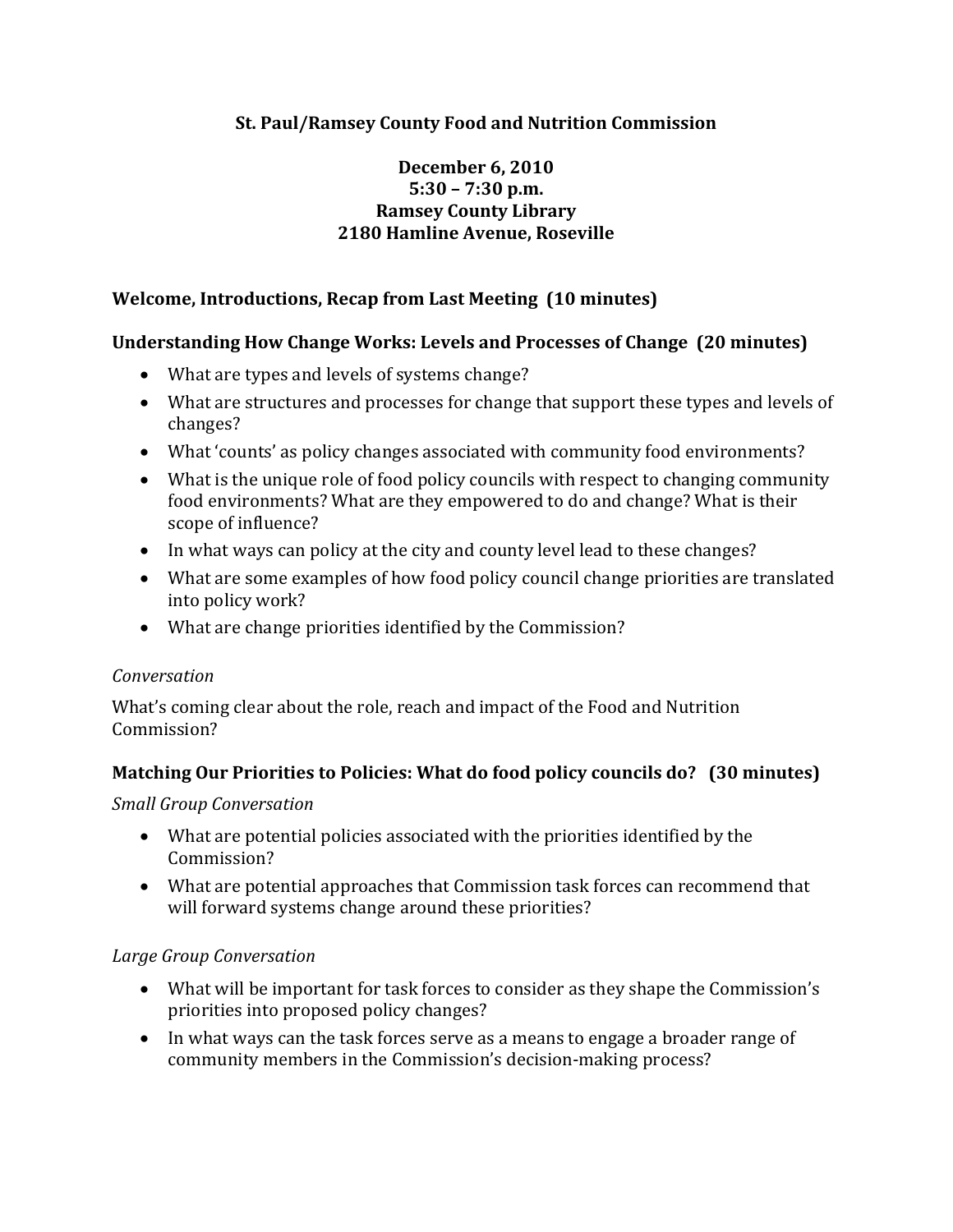# St. Paul/Ramsey County Food and Nutrition Commission

**December 6, 2010**
**5:30 – 7:30 p.m.**
**Ramsey County Library**
**2180 Hamline Avenue, Roseville**

## Welcome, Introductions, Recap from Last Meeting (10 minutes)

## Understanding How Change Works: Levels and Processes of Change (20 minutes)

- What are types and levels of systems change?
- What are structures and processes for change that support these types and levels of changes?
- What 'counts' as policy changes associated with community food environments?
- What is the unique role of food policy councils with respect to changing community food environments? What are they empowered to do and change? What is their scope of influence?
- In what ways can policy at the city and county level lead to these changes?
- What are some examples of how food policy council change priorities are translated into policy work?
- What are change priorities identified by the Commission?

*Conversation*

What's coming clear about the role, reach and impact of the Food and Nutrition Commission?

## Matching Our Priorities to Policies: What do food policy councils do? (30 minutes)

*Small Group Conversation*

- What are potential policies associated with the priorities identified by the Commission?
- What are potential approaches that Commission task forces can recommend that will forward systems change around these priorities?

*Large Group Conversation*

- What will be important for task forces to consider as they shape the Commission's priorities into proposed policy changes?
- In what ways can the task forces serve as a means to engage a broader range of community members in the Commission's decision-making process?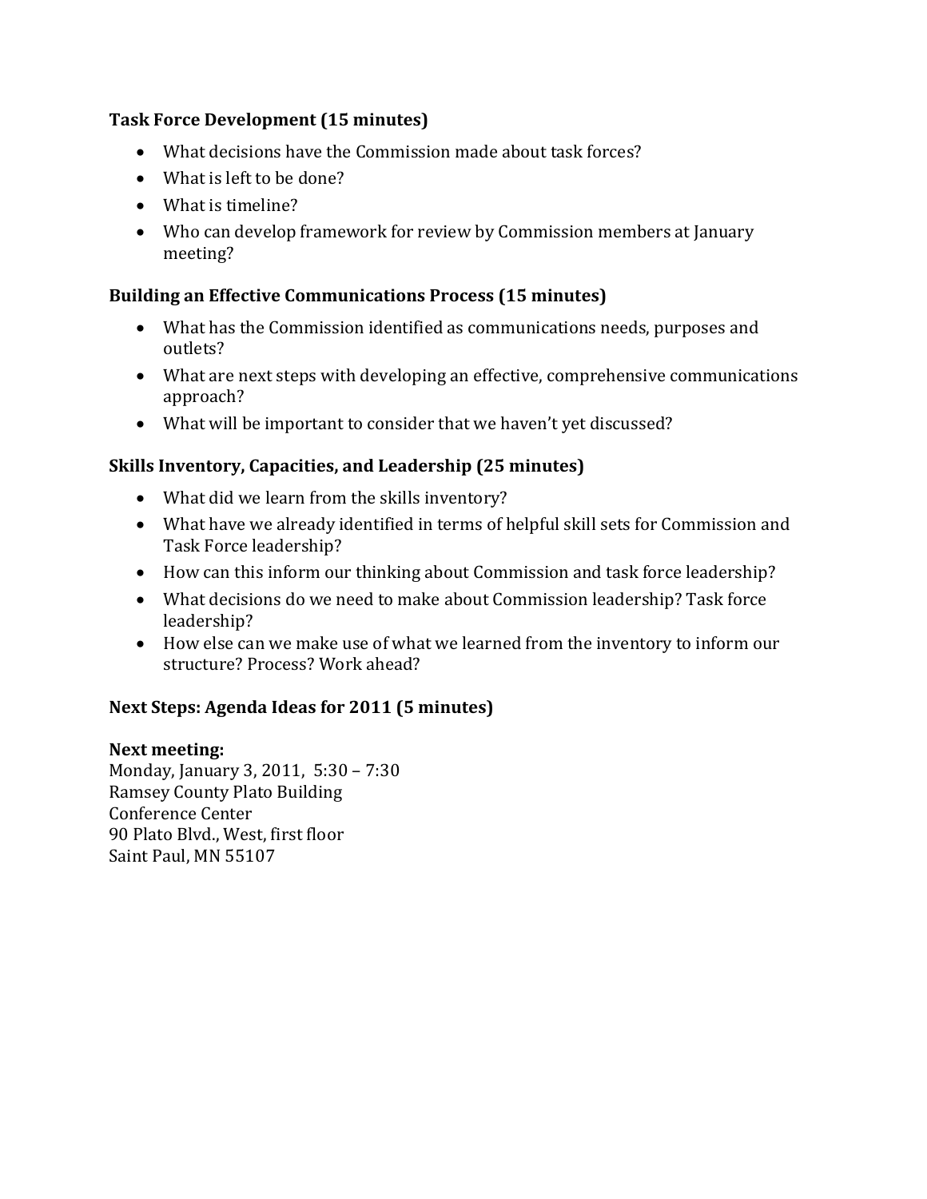**Task Force Development (15 minutes)**

- What decisions have the Commission made about task forces?
- What is left to be done?
- What is timeline?
- Who can develop framework for review by Commission members at January meeting?

**Building an Effective Communications Process (15 minutes)**

- What has the Commission identified as communications needs, purposes and outlets?
- What are next steps with developing an effective, comprehensive communications approach?
- What will be important to consider that we haven't yet discussed?

**Skills Inventory, Capacities, and Leadership (25 minutes)**

- What did we learn from the skills inventory?
- What have we already identified in terms of helpful skill sets for Commission and Task Force leadership?
- How can this inform our thinking about Commission and task force leadership?
- What decisions do we need to make about Commission leadership? Task force leadership?
- How else can we make use of what we learned from the inventory to inform our structure? Process? Work ahead?

**Next Steps: Agenda Ideas for 2011 (5 minutes)**

**Next meeting:**
Monday, January 3, 2011, 5:30 – 7:30
Ramsey County Plato Building
Conference Center
90 Plato Blvd., West, first floor
Saint Paul, MN 55107